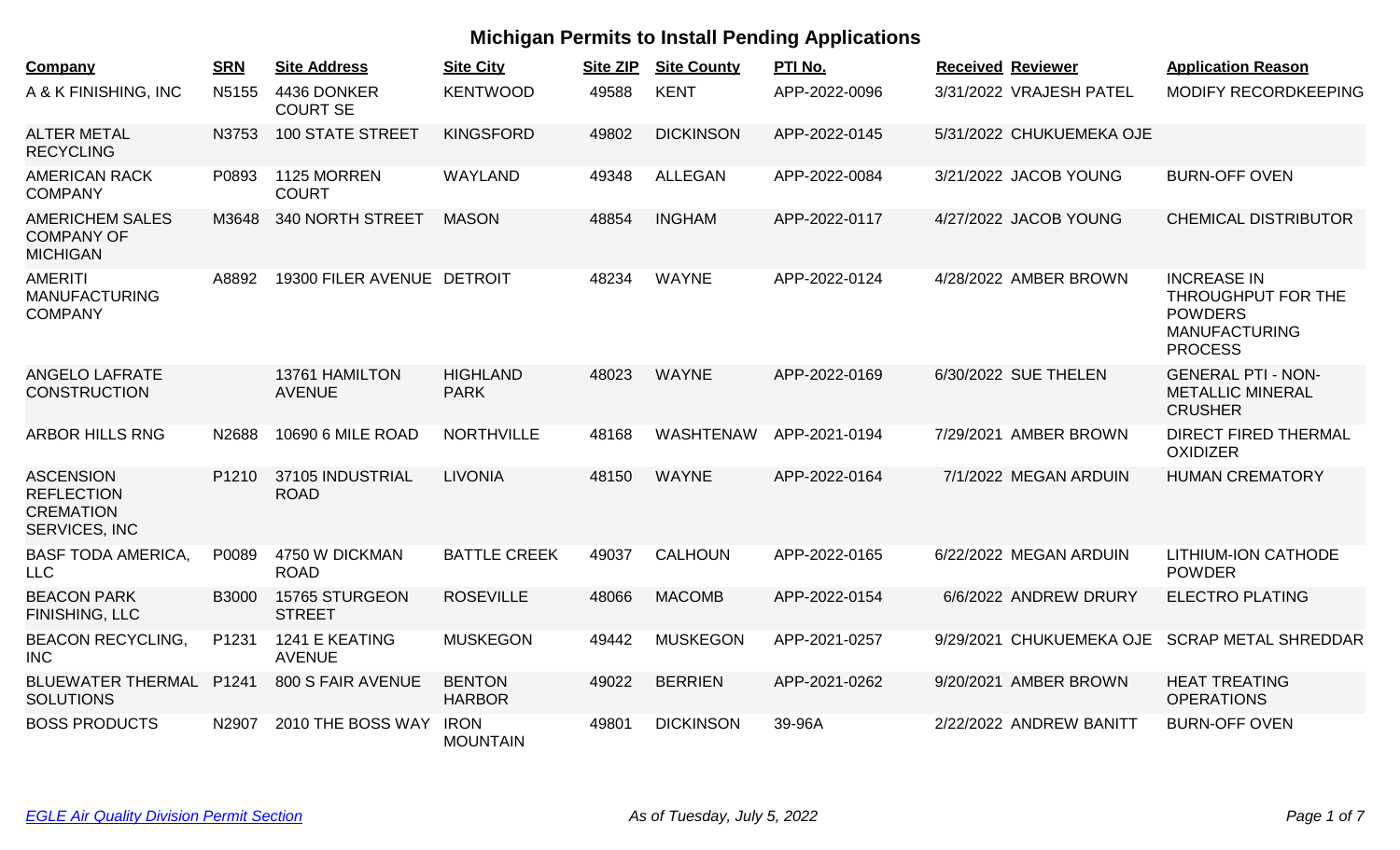# Michigan Permits to Install Pending Applications

| Company | SRN | Site Address | Site City | Site ZIP | Site County | PTI No. | Received | Reviewer | Application Reason |
|---|---|---|---|---|---|---|---|---|---|
| A & K FINISHING, INC | N5155 | 4436 DONKER COURT SE | KENTWOOD | 49588 | KENT | APP-2022-0096 | 3/31/2022 | VRAJESH PATEL | MODIFY RECORDKEEPING |
| ALTER METAL RECYCLING | N3753 | 100 STATE STREET | KINGSFORD | 49802 | DICKINSON | APP-2022-0145 | 5/31/2022 | CHUKUEMEKA OJE | |
| AMERICAN RACK COMPANY | P0893 | 1125 MORREN COURT | WAYLAND | 49348 | ALLEGAN | APP-2022-0084 | 3/21/2022 | JACOB YOUNG | BURN-OFF OVEN |
| AMERICHEM SALES COMPANY OF MICHIGAN | M3648 | 340 NORTH STREET | MASON | 48854 | INGHAM | APP-2022-0117 | 4/27/2022 | JACOB YOUNG | CHEMICAL DISTRIBUTOR |
| AMERITI MANUFACTURING COMPANY | A8892 | 19300 FILER AVENUE | DETROIT | 48234 | WAYNE | APP-2022-0124 | 4/28/2022 | AMBER BROWN | INCREASE IN THROUGHPUT FOR THE POWDERS MANUFACTURING PROCESS |
| ANGELO LAFRATE CONSTRUCTION | | 13761 HAMILTON AVENUE | HIGHLAND PARK | 48023 | WAYNE | APP-2022-0169 | 6/30/2022 | SUE THELEN | GENERAL PTI - NON-METALLIC MINERAL CRUSHER |
| ARBOR HILLS RNG | N2688 | 10690 6 MILE ROAD | NORTHVILLE | 48168 | WASHTENAW | APP-2021-0194 | 7/29/2021 | AMBER BROWN | DIRECT FIRED THERMAL OXIDIZER |
| ASCENSION REFLECTION CREMATION SERVICES, INC | P1210 | 37105 INDUSTRIAL ROAD | LIVONIA | 48150 | WAYNE | APP-2022-0164 | 7/1/2022 | MEGAN ARDUIN | HUMAN CREMATORY |
| BASF TODA AMERICA, LLC | P0089 | 4750 W DICKMAN ROAD | BATTLE CREEK | 49037 | CALHOUN | APP-2022-0165 | 6/22/2022 | MEGAN ARDUIN | LITHIUM-ION CATHODE POWDER |
| BEACON PARK FINISHING, LLC | B3000 | 15765 STURGEON STREET | ROSEVILLE | 48066 | MACOMB | APP-2022-0154 | 6/6/2022 | ANDREW DRURY | ELECTRO PLATING |
| BEACON RECYCLING, INC | P1231 | 1241 E KEATING AVENUE | MUSKEGON | 49442 | MUSKEGON | APP-2021-0257 | 9/29/2021 | CHUKUEMEKA OJE | SCRAP METAL SHREDDAR |
| BLUEWATER THERMAL SOLUTIONS | P1241 | 800 S FAIR AVENUE | BENTON HARBOR | 49022 | BERRIEN | APP-2021-0262 | 9/20/2021 | AMBER BROWN | HEAT TREATING OPERATIONS |
| BOSS PRODUCTS | N2907 | 2010 THE BOSS WAY | IRON MOUNTAIN | 49801 | DICKINSON | 39-96A | 2/22/2022 | ANDREW BANITT | BURN-OFF OVEN |

*EGLE Air Quality Division Permit Section* — *As of Tuesday, July 5, 2022*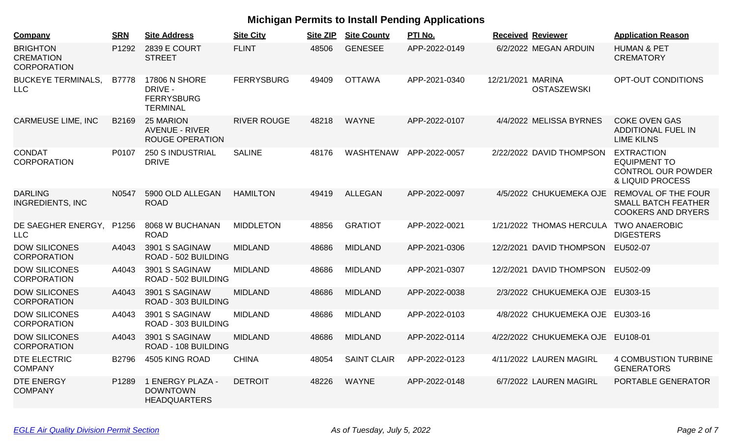# Michigan Permits to Install Pending Applications

| Company | SRN | Site Address | Site City | Site ZIP | Site County | PTI No. | Received | Reviewer | Application Reason |
|---|---|---|---|---|---|---|---|---|---|
| BRIGHTON CREMATION CORPORATION | P1292 | 2839 E COURT STREET | FLINT | 48506 | GENESEE | APP-2022-0149 | 6/2/2022 | MEGAN ARDUIN | HUMAN & PET CREMATORY |
| BUCKEYE TERMINALS, LLC | B7778 | 17806 N SHORE DRIVE - FERRYSBURG TERMINAL | FERRYSBURG | 49409 | OTTAWA | APP-2021-0340 | 12/21/2021 | MARINA OSTASZEWSKI | OPT-OUT CONDITIONS |
| CARMEUSE LIME, INC | B2169 | 25 MARION AVENUE - RIVER ROUGE OPERATION | RIVER ROUGE | 48218 | WAYNE | APP-2022-0107 | 4/4/2022 | MELISSA BYRNES | COKE OVEN GAS ADDITIONAL FUEL IN LIME KILNS |
| CONDAT CORPORATION | P0107 | 250 S INDUSTRIAL DRIVE | SALINE | 48176 | WASHTENAW | APP-2022-0057 | 2/22/2022 | DAVID THOMPSON | EXTRACTION EQUIPMENT TO CONTROL OUR POWDER & LIQUID PROCESS |
| DARLING INGREDIENTS, INC | N0547 | 5900 OLD ALLEGAN ROAD | HAMILTON | 49419 | ALLEGAN | APP-2022-0097 | 4/5/2022 | CHUKUEMEKA OJE | REMOVAL OF THE FOUR SMALL BATCH FEATHER COOKERS AND DRYERS |
| DE SAEGHER ENERGY, LLC | P1256 | 8068 W BUCHANAN ROAD | MIDDLETON | 48856 | GRATIOT | APP-2022-0021 | 1/21/2022 | THOMAS HERCULA | TWO ANAEROBIC DIGESTERS |
| DOW SILICONES CORPORATION | A4043 | 3901 S SAGINAW ROAD - 502 BUILDING | MIDLAND | 48686 | MIDLAND | APP-2021-0306 | 12/2/2021 | DAVID THOMPSON | EU502-07 |
| DOW SILICONES CORPORATION | A4043 | 3901 S SAGINAW ROAD - 502 BUILDING | MIDLAND | 48686 | MIDLAND | APP-2021-0307 | 12/2/2021 | DAVID THOMPSON | EU502-09 |
| DOW SILICONES CORPORATION | A4043 | 3901 S SAGINAW ROAD - 303 BUILDING | MIDLAND | 48686 | MIDLAND | APP-2022-0038 | 2/3/2022 | CHUKUEMEKA OJE | EU303-15 |
| DOW SILICONES CORPORATION | A4043 | 3901 S SAGINAW ROAD - 303 BUILDING | MIDLAND | 48686 | MIDLAND | APP-2022-0103 | 4/8/2022 | CHUKUEMEKA OJE | EU303-16 |
| DOW SILICONES CORPORATION | A4043 | 3901 S SAGINAW ROAD - 108 BUILDING | MIDLAND | 48686 | MIDLAND | APP-2022-0114 | 4/22/2022 | CHUKUEMEKA OJE | EU108-01 |
| DTE ELECTRIC COMPANY | B2796 | 4505 KING ROAD | CHINA | 48054 | SAINT CLAIR | APP-2022-0123 | 4/11/2022 | LAUREN MAGIRL | 4 COMBUSTION TURBINE GENERATORS |
| DTE ENERGY COMPANY | P1289 | 1 ENERGY PLAZA - DOWNTOWN HEADQUARTERS | DETROIT | 48226 | WAYNE | APP-2022-0148 | 6/7/2022 | LAUREN MAGIRL | PORTABLE GENERATOR |

*EGLE Air Quality Division Permit Section* — *As of Tuesday, July 5, 2022*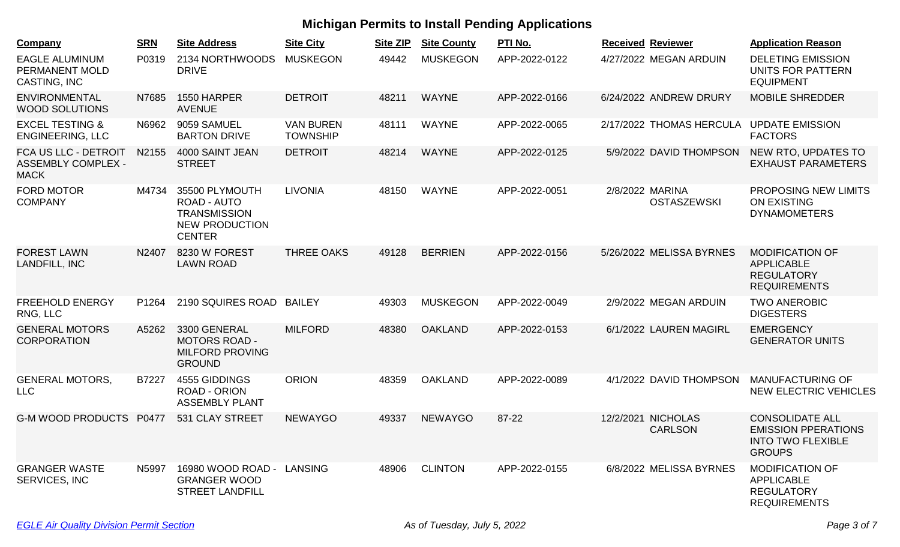# Michigan Permits to Install Pending Applications

| Company | SRN | Site Address | Site City | Site ZIP | Site County | PTI No. | Received | Reviewer | Application Reason |
|---|---|---|---|---|---|---|---|---|---|
| EAGLE ALUMINUM PERMANENT MOLD CASTING, INC | P0319 | 2134 NORTHWOODS DRIVE | MUSKEGON | 49442 | MUSKEGON | APP-2022-0122 | 4/27/2022 | MEGAN ARDUIN | DELETING EMISSION UNITS FOR PATTERN EQUIPMENT |
| ENVIRONMENTAL WOOD SOLUTIONS | N7685 | 1550 HARPER AVENUE | DETROIT | 48211 | WAYNE | APP-2022-0166 | 6/24/2022 | ANDREW DRURY | MOBILE SHREDDER |
| EXCEL TESTING & ENGINEERING, LLC | N6962 | 9059 SAMUEL BARTON DRIVE | VAN BUREN TOWNSHIP | 48111 | WAYNE | APP-2022-0065 | 2/17/2022 | THOMAS HERCULA | UPDATE EMISSION FACTORS |
| FCA US LLC - DETROIT ASSEMBLY COMPLEX - MACK | N2155 | 4000 SAINT JEAN STREET | DETROIT | 48214 | WAYNE | APP-2022-0125 | 5/9/2022 | DAVID THOMPSON | NEW RTO, UPDATES TO EXHAUST PARAMETERS |
| FORD MOTOR COMPANY | M4734 | 35500 PLYMOUTH ROAD - AUTO TRANSMISSION NEW PRODUCTION CENTER | LIVONIA | 48150 | WAYNE | APP-2022-0051 | 2/8/2022 | MARINA OSTASZEWSKI | PROPOSING NEW LIMITS ON EXISTING DYNAMOMETERS |
| FOREST LAWN LANDFILL, INC | N2407 | 8230 W FOREST LAWN ROAD | THREE OAKS | 49128 | BERRIEN | APP-2022-0156 | 5/26/2022 | MELISSA BYRNES | MODIFICATION OF APPLICABLE REGULATORY REQUIREMENTS |
| FREEHOLD ENERGY RNG, LLC | P1264 | 2190 SQUIRES ROAD | BAILEY | 49303 | MUSKEGON | APP-2022-0049 | 2/9/2022 | MEGAN ARDUIN | TWO ANEROBIC DIGESTERS |
| GENERAL MOTORS CORPORATION | A5262 | 3300 GENERAL MOTORS ROAD - MILFORD PROVING GROUND | MILFORD | 48380 | OAKLAND | APP-2022-0153 | 6/1/2022 | LAUREN MAGIRL | EMERGENCY GENERATOR UNITS |
| GENERAL MOTORS, LLC | B7227 | 4555 GIDDINGS ROAD - ORION ASSEMBLY PLANT | ORION | 48359 | OAKLAND | APP-2022-0089 | 4/1/2022 | DAVID THOMPSON | MANUFACTURING OF NEW ELECTRIC VEHICLES |
| G-M WOOD PRODUCTS | P0477 | 531 CLAY STREET | NEWAYGO | 49337 | NEWAYGO | 87-22 | 12/2/2021 | NICHOLAS CARLSON | CONSOLIDATE ALL EMISSION PPERATIONS INTO TWO FLEXIBLE GROUPS |
| GRANGER WASTE SERVICES, INC | N5997 | 16980 WOOD ROAD - GRANGER WOOD STREET LANDFILL | LANSING | 48906 | CLINTON | APP-2022-0155 | 6/8/2022 | MELISSA BYRNES | MODIFICATION OF APPLICABLE REGULATORY REQUIREMENTS |

*EGLE Air Quality Division Permit Section* — *As of Tuesday, July 5, 2022*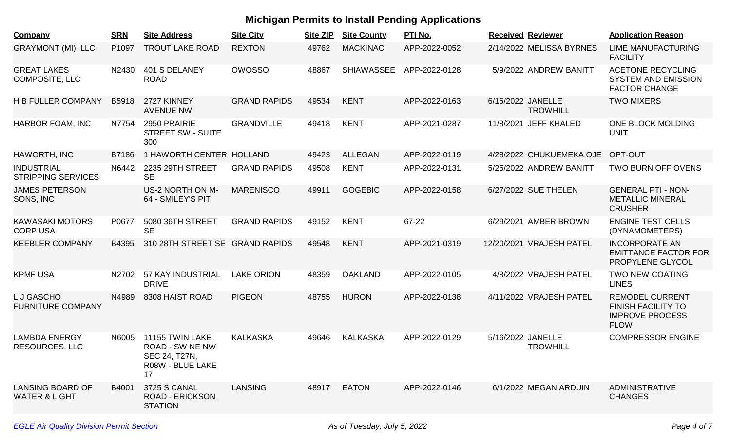# Michigan Permits to Install Pending Applications

| Company | SRN | Site Address | Site City | Site ZIP | Site County | PTI No. | Received | Reviewer | Application Reason |
|---|---|---|---|---|---|---|---|---|---|
| GRAYMONT (MI), LLC | P1097 | TROUT LAKE ROAD | REXTON | 49762 | MACKINAC | APP-2022-0052 | 2/14/2022 | MELISSA BYRNES | LIME MANUFACTURING FACILITY |
| GREAT LAKES COMPOSITE, LLC | N2430 | 401 S DELANEY ROAD | OWOSSO | 48867 | SHIAWASSEE | APP-2022-0128 | 5/9/2022 | ANDREW BANITT | ACETONE RECYCLING SYSTEM AND EMISSION FACTOR CHANGE |
| H B FULLER COMPANY | B5918 | 2727 KINNEY AVENUE NW | GRAND RAPIDS | 49534 | KENT | APP-2022-0163 | 6/16/2022 | JANELLE TROWHILL | TWO MIXERS |
| HARBOR FOAM, INC | N7754 | 2950 PRAIRIE STREET SW - SUITE 300 | GRANDVILLE | 49418 | KENT | APP-2021-0287 | 11/8/2021 | JEFF KHALED | ONE BLOCK MOLDING UNIT |
| HAWORTH, INC | B7186 | 1 HAWORTH CENTER | HOLLAND | 49423 | ALLEGAN | APP-2022-0119 | 4/28/2022 | CHUKUEMEKA OJE | OPT-OUT |
| INDUSTRIAL STRIPPING SERVICES | N6442 | 2235 29TH STREET SE | GRAND RAPIDS | 49508 | KENT | APP-2022-0131 | 5/25/2022 | ANDREW BANITT | TWO BURN OFF OVENS |
| JAMES PETERSON SONS, INC | | US-2 NORTH ON M-64 - SMILEY'S PIT | MARENISCO | 49911 | GOGEBIC | APP-2022-0158 | 6/27/2022 | SUE THELEN | GENERAL PTI - NON-METALLIC MINERAL CRUSHER |
| KAWASAKI MOTORS CORP USA | P0677 | 5080 36TH STREET SE | GRAND RAPIDS | 49152 | KENT | 67-22 | 6/29/2021 | AMBER BROWN | ENGINE TEST CELLS (DYNAMOMETERS) |
| KEEBLER COMPANY | B4395 | 310 28TH STREET SE | GRAND RAPIDS | 49548 | KENT | APP-2021-0319 | 12/20/2021 | VRAJESH PATEL | INCORPORATE AN EMITTANCE FACTOR FOR PROPYLENE GLYCOL |
| KPMF USA | N2702 | 57 KAY INDUSTRIAL DRIVE | LAKE ORION | 48359 | OAKLAND | APP-2022-0105 | 4/8/2022 | VRAJESH PATEL | TWO NEW COATING LINES |
| L J GASCHO FURNITURE COMPANY | N4989 | 8308 HAIST ROAD | PIGEON | 48755 | HURON | APP-2022-0138 | 4/11/2022 | VRAJESH PATEL | REMODEL CURRENT FINISH FACILITY TO IMPROVE PROCESS FLOW |
| LAMBDA ENERGY RESOURCES, LLC | N6005 | 11155 TWIN LAKE ROAD - SW NE NW SEC 24, T27N, R08W - BLUE LAKE 17 | KALKASKA | 49646 | KALKASKA | APP-2022-0129 | 5/16/2022 | JANELLE TROWHILL | COMPRESSOR ENGINE |
| LANSING BOARD OF WATER & LIGHT | B4001 | 3725 S CANAL ROAD - ERICKSON STATION | LANSING | 48917 | EATON | APP-2022-0146 | 6/1/2022 | MEGAN ARDUIN | ADMINISTRATIVE CHANGES |

*EGLE Air Quality Division Permit Section* — *As of Tuesday, July 5, 2022*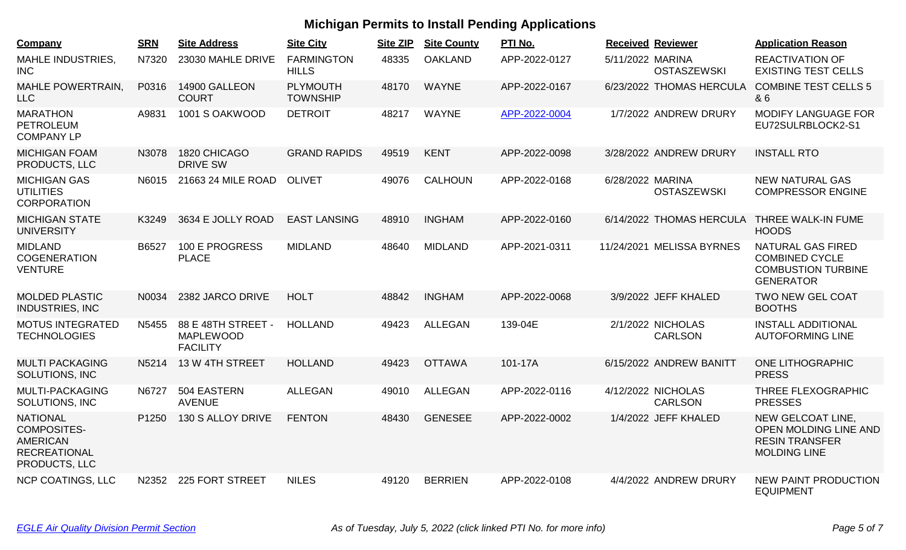# Michigan Permits to Install Pending Applications

| Company | SRN | Site Address | Site City | Site ZIP | Site County | PTI No. | Received | Reviewer | Application Reason |
|---|---|---|---|---|---|---|---|---|---|
| MAHLE INDUSTRIES, INC | N7320 | 23030 MAHLE DRIVE | FARMINGTON HILLS | 48335 | OAKLAND | APP-2022-0127 | 5/11/2022 | MARINA OSTASZEWSKI | REACTIVATION OF EXISTING TEST CELLS |
| MAHLE POWERTRAIN, LLC | P0316 | 14900 GALLEON COURT | PLYMOUTH TOWNSHIP | 48170 | WAYNE | APP-2022-0167 | 6/23/2022 | THOMAS HERCULA | COMBINE TEST CELLS 5 & 6 |
| MARATHON PETROLEUM COMPANY LP | A9831 | 1001 S OAKWOOD | DETROIT | 48217 | WAYNE | APP-2022-0004 | 1/7/2022 | ANDREW DRURY | MODIFY LANGUAGE FOR EU72SULRBLOCK2-S1 |
| MICHIGAN FOAM PRODUCTS, LLC | N3078 | 1820 CHICAGO DRIVE SW | GRAND RAPIDS | 49519 | KENT | APP-2022-0098 | 3/28/2022 | ANDREW DRURY | INSTALL RTO |
| MICHIGAN GAS UTILITIES CORPORATION | N6015 | 21663 24 MILE ROAD | OLIVET | 49076 | CALHOUN | APP-2022-0168 | 6/28/2022 | MARINA OSTASZEWSKI | NEW NATURAL GAS COMPRESSOR ENGINE |
| MICHIGAN STATE UNIVERSITY | K3249 | 3634 E JOLLY ROAD | EAST LANSING | 48910 | INGHAM | APP-2022-0160 | 6/14/2022 | THOMAS HERCULA | THREE WALK-IN FUME HOODS |
| MIDLAND COGENERATION VENTURE | B6527 | 100 E PROGRESS PLACE | MIDLAND | 48640 | MIDLAND | APP-2021-0311 | 11/24/2021 | MELISSA BYRNES | NATURAL GAS FIRED COMBINED CYCLE COMBUSTION TURBINE GENERATOR |
| MOLDED PLASTIC INDUSTRIES, INC | N0034 | 2382 JARCO DRIVE | HOLT | 48842 | INGHAM | APP-2022-0068 | 3/9/2022 | JEFF KHALED | TWO NEW GEL COAT BOOTHS |
| MOTUS INTEGRATED TECHNOLOGIES | N5455 | 88 E 48TH STREET - MAPLEWOOD FACILITY | HOLLAND | 49423 | ALLEGAN | 139-04E | 2/1/2022 | NICHOLAS CARLSON | INSTALL ADDITIONAL AUTOFORMING LINE |
| MULTI PACKAGING SOLUTIONS, INC | N5214 | 13 W 4TH STREET | HOLLAND | 49423 | OTTAWA | 101-17A | 6/15/2022 | ANDREW BANITT | ONE LITHOGRAPHIC PRESS |
| MULTI-PACKAGING SOLUTIONS, INC | N6727 | 504 EASTERN AVENUE | ALLEGAN | 49010 | ALLEGAN | APP-2022-0116 | 4/12/2022 | NICHOLAS CARLSON | THREE FLEXOGRAPHIC PRESSES |
| NATIONAL COMPOSITES-AMERICAN RECREATIONAL PRODUCTS, LLC | P1250 | 130 S ALLOY DRIVE | FENTON | 48430 | GENESEE | APP-2022-0002 | 1/4/2022 | JEFF KHALED | NEW GELCOAT LINE, OPEN MOLDING LINE AND RESIN TRANSFER MOLDING LINE |
| NCP COATINGS, LLC | N2352 | 225 FORT STREET | NILES | 49120 | BERRIEN | APP-2022-0108 | 4/4/2022 | ANDREW DRURY | NEW PAINT PRODUCTION EQUIPMENT |

*EGLE Air Quality Division Permit Section* — *As of Tuesday, July 5, 2022 (click linked PTI No. for more info)*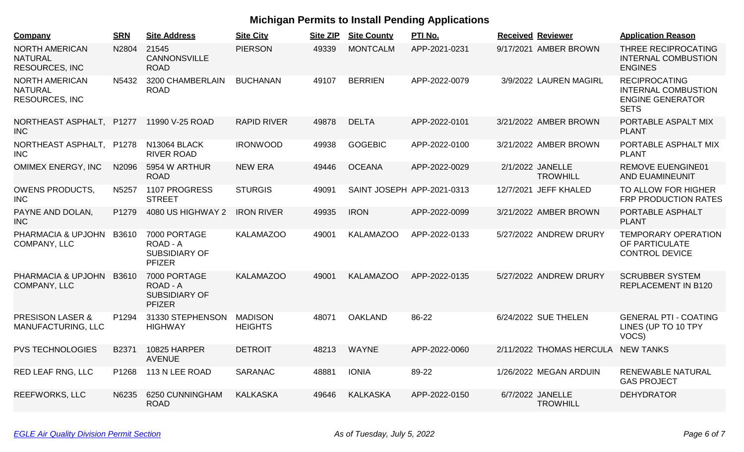## Michigan Permits to Install Pending Applications

| Company | SRN | Site Address | Site City | Site ZIP | Site County | PTI No. | Received | Reviewer | Application Reason |
|---|---|---|---|---|---|---|---|---|---|
| NORTH AMERICAN NATURAL RESOURCES, INC | N2804 | 21545 CANNONSVILLE ROAD | PIERSON | 49339 | MONTCALM | APP-2021-0231 | 9/17/2021 | AMBER BROWN | THREE RECIPROCATING INTERNAL COMBUSTION ENGINES |
| NORTH AMERICAN NATURAL RESOURCES, INC | N5432 | 3200 CHAMBERLAIN ROAD | BUCHANAN | 49107 | BERRIEN | APP-2022-0079 | 3/9/2022 | LAUREN MAGIRL | RECIPROCATING INTERNAL COMBUSTION ENGINE GENERATOR SETS |
| NORTHEAST ASPHALT, INC | P1277 | 11990 V-25 ROAD | RAPID RIVER | 49878 | DELTA | APP-2022-0101 | 3/21/2022 | AMBER BROWN | PORTABLE ASPALT MIX PLANT |
| NORTHEAST ASPHALT, INC | P1278 | N13064 BLACK RIVER ROAD | IRONWOOD | 49938 | GOGEBIC | APP-2022-0100 | 3/21/2022 | AMBER BROWN | PORTABLE ASPHALT MIX PLANT |
| OMIMEX ENERGY, INC | N2096 | 5954 W ARTHUR ROAD | NEW ERA | 49446 | OCEANA | APP-2022-0029 | 2/1/2022 | JANELLE TROWHILL | REMOVE EUENGINE01 AND EUAMINEUNIT |
| OWENS PRODUCTS, INC | N5257 | 1107 PROGRESS STREET | STURGIS | 49091 | SAINT JOSEPH | APP-2021-0313 | 12/7/2021 | JEFF KHALED | TO ALLOW FOR HIGHER FRP PRODUCTION RATES |
| PAYNE AND DOLAN, INC | P1279 | 4080 US HIGHWAY 2 | IRON RIVER | 49935 | IRON | APP-2022-0099 | 3/21/2022 | AMBER BROWN | PORTABLE ASPHALT PLANT |
| PHARMACIA & UPJOHN COMPANY, LLC | B3610 | 7000 PORTAGE ROAD - A SUBSIDIARY OF PFIZER | KALAMAZOO | 49001 | KALAMAZOO | APP-2022-0133 | 5/27/2022 | ANDREW DRURY | TEMPORARY OPERATION OF PARTICULATE CONTROL DEVICE |
| PHARMACIA & UPJOHN COMPANY, LLC | B3610 | 7000 PORTAGE ROAD - A SUBSIDIARY OF PFIZER | KALAMAZOO | 49001 | KALAMAZOO | APP-2022-0135 | 5/27/2022 | ANDREW DRURY | SCRUBBER SYSTEM REPLACEMENT IN B120 |
| PRESISON LASER & MANUFACTURING, LLC | P1294 | 31330 STEPHENSON HIGHWAY | MADISON HEIGHTS | 48071 | OAKLAND | 86-22 | 6/24/2022 | SUE THELEN | GENERAL PTI - COATING LINES (UP TO 10 TPY VOCS) |
| PVS TECHNOLOGIES | B2371 | 10825 HARPER AVENUE | DETROIT | 48213 | WAYNE | APP-2022-0060 | 2/11/2022 | THOMAS HERCULA | NEW TANKS |
| RED LEAF RNG, LLC | P1268 | 113 N LEE ROAD | SARANAC | 48881 | IONIA | 89-22 | 1/26/2022 | MEGAN ARDUIN | RENEWABLE NATURAL GAS PROJECT |
| REEFWORKS, LLC | N6235 | 6250 CUNNINGHAM ROAD | KALKASKA | 49646 | KALKASKA | APP-2022-0150 | 6/7/2022 | JANELLE TROWHILL | DEHYDRATOR |

*EGLE Air Quality Division Permit Section* — *As of Tuesday, July 5, 2022*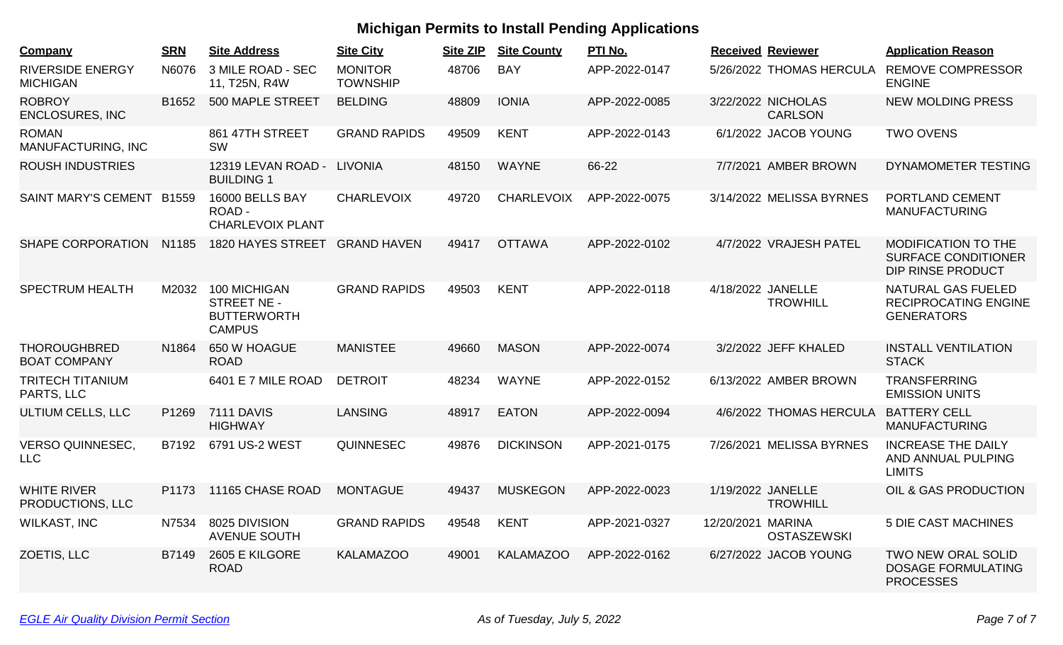# Michigan Permits to Install Pending Applications

| Company | SRN | Site Address | Site City | Site ZIP | Site County | PTI No. | Received | Reviewer | Application Reason |
|---|---|---|---|---|---|---|---|---|---|
| RIVERSIDE ENERGY MICHIGAN | N6076 | 3 MILE ROAD - SEC 11, T25N, R4W | MONITOR TOWNSHIP | 48706 | BAY | APP-2022-0147 | 5/26/2022 | THOMAS HERCULA | REMOVE COMPRESSOR ENGINE |
| ROBROY ENCLOSURES, INC | B1652 | 500 MAPLE STREET | BELDING | 48809 | IONIA | APP-2022-0085 | 3/22/2022 | NICHOLAS CARLSON | NEW MOLDING PRESS |
| ROMAN MANUFACTURING, INC | | 861 47TH STREET SW | GRAND RAPIDS | 49509 | KENT | APP-2022-0143 | 6/1/2022 | JACOB YOUNG | TWO OVENS |
| ROUSH INDUSTRIES | | 12319 LEVAN ROAD - BUILDING 1 | LIVONIA | 48150 | WAYNE | 66-22 | 7/7/2021 | AMBER BROWN | DYNAMOMETER TESTING |
| SAINT MARY'S CEMENT | B1559 | 16000 BELLS BAY ROAD - CHARLEVOIX PLANT | CHARLEVOIX | 49720 | CHARLEVOIX | APP-2022-0075 | 3/14/2022 | MELISSA BYRNES | PORTLAND CEMENT MANUFACTURING |
| SHAPE CORPORATION | N1185 | 1820 HAYES STREET | GRAND HAVEN | 49417 | OTTAWA | APP-2022-0102 | 4/7/2022 | VRAJESH PATEL | MODIFICATION TO THE SURFACE CONDITIONER DIP RINSE PRODUCT |
| SPECTRUM HEALTH | M2032 | 100 MICHIGAN STREET NE - BUTTERWORTH CAMPUS | GRAND RAPIDS | 49503 | KENT | APP-2022-0118 | 4/18/2022 | JANELLE TROWHILL | NATURAL GAS FUELED RECIPROCATING ENGINE GENERATORS |
| THOROUGHBRED BOAT COMPANY | N1864 | 650 W HOAGUE ROAD | MANISTEE | 49660 | MASON | APP-2022-0074 | 3/2/2022 | JEFF KHALED | INSTALL VENTILATION STACK |
| TRITECH TITANIUM PARTS, LLC | | 6401 E 7 MILE ROAD | DETROIT | 48234 | WAYNE | APP-2022-0152 | 6/13/2022 | AMBER BROWN | TRANSFERRING EMISSION UNITS |
| ULTIUM CELLS, LLC | P1269 | 7111 DAVIS HIGHWAY | LANSING | 48917 | EATON | APP-2022-0094 | 4/6/2022 | THOMAS HERCULA | BATTERY CELL MANUFACTURING |
| VERSO QUINNESEC, LLC | B7192 | 6791 US-2 WEST | QUINNESEC | 49876 | DICKINSON | APP-2021-0175 | 7/26/2021 | MELISSA BYRNES | INCREASE THE DAILY AND ANNUAL PULPING LIMITS |
| WHITE RIVER PRODUCTIONS, LLC | P1173 | 11165 CHASE ROAD | MONTAGUE | 49437 | MUSKEGON | APP-2022-0023 | 1/19/2022 | JANELLE TROWHILL | OIL & GAS PRODUCTION |
| WILKAST, INC | N7534 | 8025 DIVISION AVENUE SOUTH | GRAND RAPIDS | 49548 | KENT | APP-2021-0327 | 12/20/2021 | MARINA OSTASZEWSKI | 5 DIE CAST MACHINES |
| ZOETIS, LLC | B7149 | 2605 E KILGORE ROAD | KALAMAZOO | 49001 | KALAMAZOO | APP-2022-0162 | 6/27/2022 | JACOB YOUNG | TWO NEW ORAL SOLID DOSAGE FORMULATING PROCESSES |

*EGLE Air Quality Division Permit Section* *As of Tuesday, July 5, 2022*